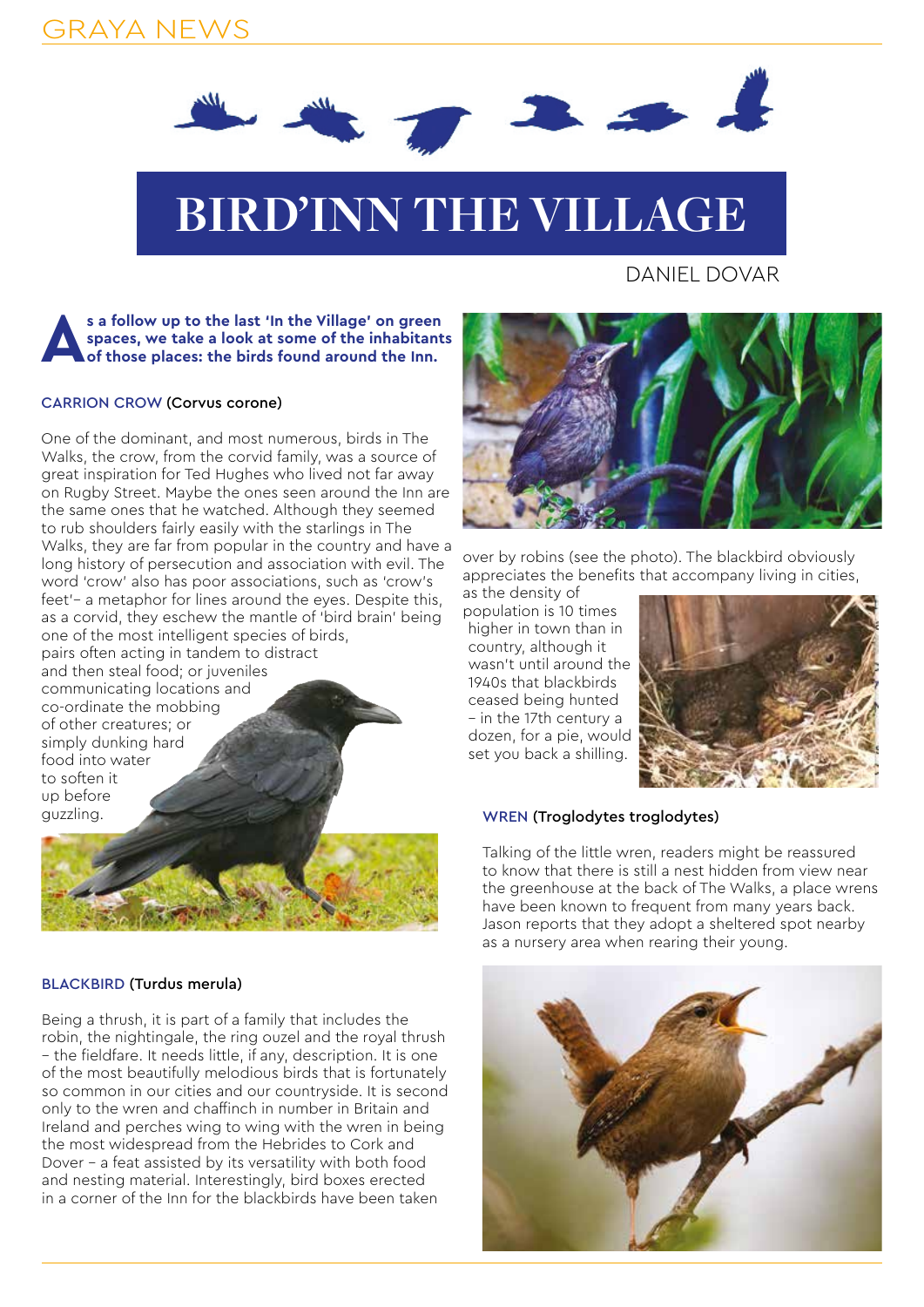# BIRD'INN THE VILLAGE

DANIEL DOVAR

**As a follow up to the last 'In the Village' on green spaces, we take a look at some of the inhabitants of those places: the birds found around the Inn.**

## CARRION CROW (Corvus corone)

One of the dominant, and most numerous, birds in The Walks, the crow, from the corvid family, was a source of great inspiration for Ted Hughes who lived not far away on Rugby Street. Maybe the ones seen around the Inn are the same ones that he watched. Although they seemed to rub shoulders fairly easily with the starlings in The Walks, they are far from popular in the country and have a long history of persecution and association with evil. The word 'crow' also has poor associations, such as 'crow's feet'– a metaphor for lines around the eyes. Despite this, as a corvid, they eschew the mantle of 'bird brain' being one of the most intelligent species of birds, pairs often acting in tandem to distract and then steal food; or juveniles communicating locations and co-ordinate the mobbing of other creatures; or simply dunking hard food into water to soften it up before guzzling.

## BLACKBIRD (Turdus merula)

Being a thrush, it is part of a family that includes the robin, the nightingale, the ring ouzel and the royal thrush – the fieldfare. It needs little, if any, description. It is one of the most beautifully melodious birds that is fortunately so common in our cities and our countryside. It is second only to the wren and chaffinch in number in Britain and Ireland and perches wing to wing with the wren in being the most widespread from the Hebrides to Cork and Dover – a feat assisted by its versatility with both food and nesting material. Interestingly, bird boxes erected in a corner of the Inn for the blackbirds have been taken over by robins (see the photo). The blackbird obviously appreciates the benefits that accompany living in cities, as the density of population is 10 times higher in town than in country, although it wasn't until around the 1940s that blackbirds ceased being hunted – in the 17th century a dozen, for a pie, would set you back a shilling.

## WREN (Troglodytes troglodytes)

Talking of the little wren, readers might be reassured to know that there is still a nest hidden from view near the greenhouse at the back of The Walks, a place wrens have been known to frequent from many years back. Jason reports that they adopt a sheltered spot nearby as a nursery area when rearing their young.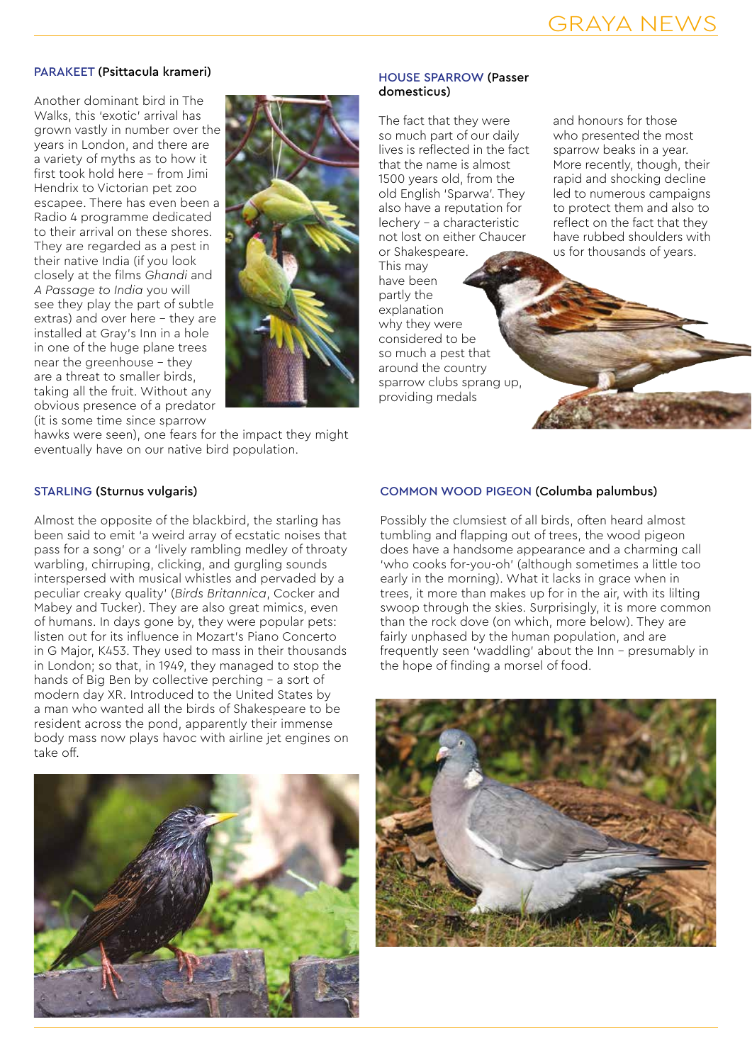### PARAKEET (Psittacula krameri)

Another dominant bird in The Walks, this 'exotic' arrival has grown vastly in number over the years in London, and there are a variety of myths as to how it first took hold here – from Jimi Hendrix to Victorian pet zoo escapee. There has even been a Radio 4 programme dedicated to their arrival on these shores. They are regarded as a pest in their native India (if you look closely at the films *Ghandi* and *A Passage to India* you will see they play the part of subtle extras) and over here – they are installed at Gray's Inn in a hole in one of the huge plane trees near the greenhouse – they are a threat to smaller birds, taking all the fruit. Without any obvious presence of a predator (it is some time since sparrow hawks were seen), one fears for the impact they might eventually have on our native bird population.

### HOUSE SPARROW (Passer domesticus)

The fact that they were so much part of our daily lives is reflected in the fact that the name is almost 1500 years old, from the old English 'Sparwa'. They also have a reputation for lechery – a characteristic not lost on either Chaucer or Shakespeare. This may have been partly the explanation why they were considered to be so much a pest that around the country sparrow clubs sprang up, providing medals and honours for those who presented the most sparrow beaks in a year. More recently, though, their rapid and shocking decline led to numerous campaigns to protect them and also to reflect on the fact that they have rubbed shoulders with us for thousands of years.

### STARLING (Sturnus vulgaris)

Almost the opposite of the blackbird, the starling has been said to emit 'a weird array of ecstatic noises that pass for a song' or a 'lively rambling medley of throaty warbling, chirruping, clicking, and gurgling sounds interspersed with musical whistles and pervaded by a peculiar creaky quality' (*Birds Britannica*, Cocker and Mabey and Tucker). They are also great mimics, even of humans. In days gone by, they were popular pets: listen out for its influence in Mozart's Piano Concerto in G Major, K453. They used to mass in their thousands in London; so that, in 1949, they managed to stop the hands of Big Ben by collective perching – a sort of modern day XR. Introduced to the United States by a man who wanted all the birds of Shakespeare to be resident across the pond, apparently their immense body mass now plays havoc with airline jet engines on take off.

### COMMON WOOD PIGEON (Columba palumbus)

Possibly the clumsiest of all birds, often heard almost tumbling and flapping out of trees, the wood pigeon does have a handsome appearance and a charming call 'who cooks for-you-oh' (although sometimes a little too early in the morning). What it lacks in grace when in trees, it more than makes up for in the air, with its lilting swoop through the skies. Surprisingly, it is more common than the rock dove (on which, more below). They are fairly unphased by the human population, and are frequently seen 'waddling' about the Inn – presumably in the hope of finding a morsel of food.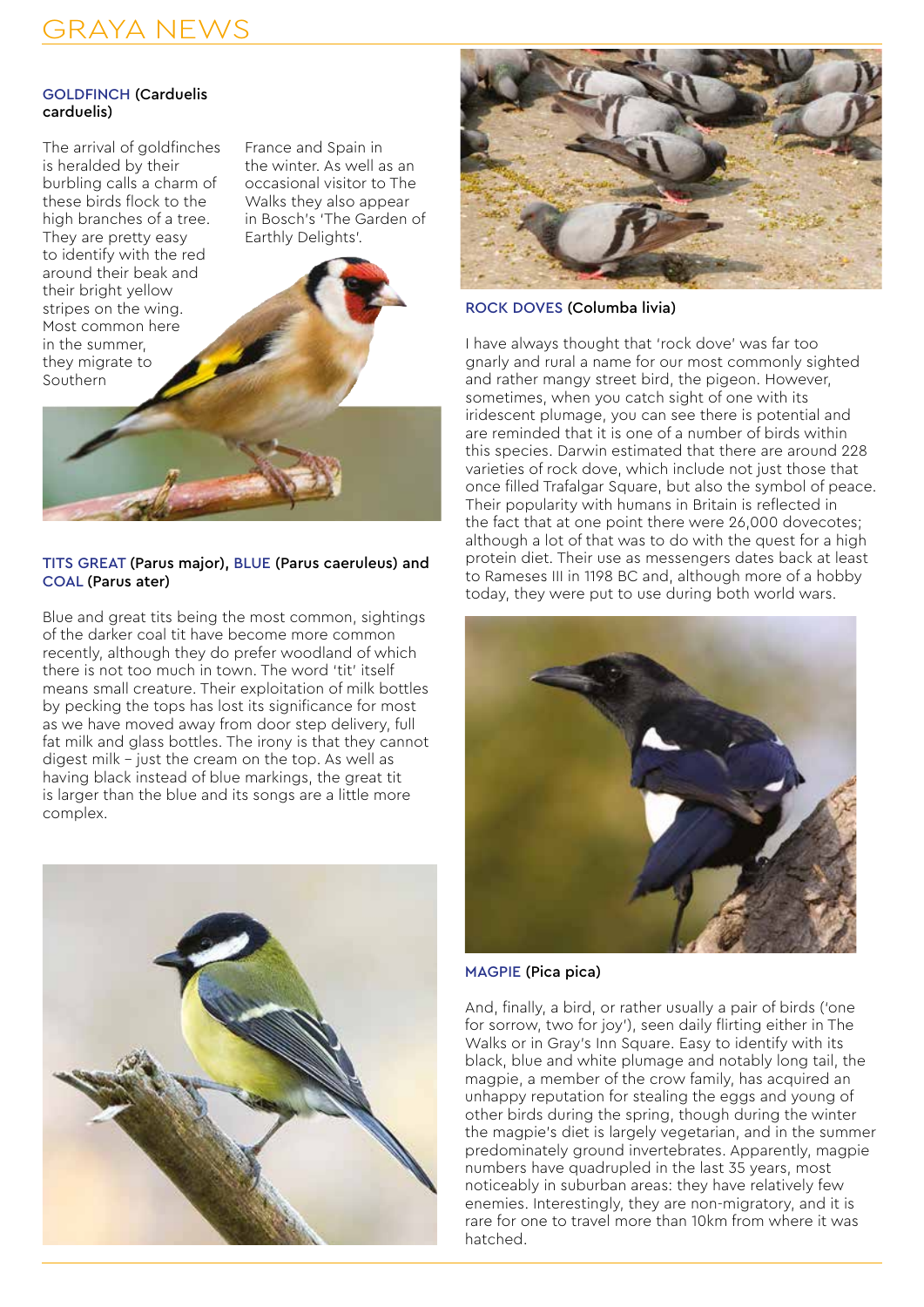**GOLDFINCH (Carduelis carduelis)**

The arrival of goldfinches is heralded by their burbling calls a charm of these birds flock to the high branches of a tree. They are pretty easy to identify with the red around their beak and their bright yellow stripes on the wing. Most common here in the summer, they migrate to Southern France and Spain in the winter. As well as an occasional visitor to The Walks they also appear in Bosch's 'The Garden of Earthly Delights'.

**TITS GREAT (Parus major), BLUE (Parus caeruleus) and COAL (Parus ater)**

Blue and great tits being the most common, sightings of the darker coal tit have become more common recently, although they do prefer woodland of which there is not too much in town. The word 'tit' itself means small creature. Their exploitation of milk bottles by pecking the tops has lost its significance for most as we have moved away from door step delivery, full fat milk and glass bottles. The irony is that they cannot digest milk – just the cream on the top. As well as having black instead of blue markings, the great tit is larger than the blue and its songs are a little more complex.

**ROCK DOVES (Columba livia)**

I have always thought that 'rock dove' was far too gnarly and rural a name for our most commonly sighted and rather mangy street bird, the pigeon. However, sometimes, when you catch sight of one with its iridescent plumage, you can see there is potential and are reminded that it is one of a number of birds within this species. Darwin estimated that there are around 228 varieties of rock dove, which include not just those that once filled Trafalgar Square, but also the symbol of peace. Their popularity with humans in Britain is reflected in the fact that at one point there were 26,000 dovecotes; although a lot of that was to do with the quest for a high protein diet. Their use as messengers dates back at least to Rameses III in 1198 BC and, although more of a hobby today, they were put to use during both world wars.

**MAGPIE (Pica pica)**

And, finally, a bird, or rather usually a pair of birds ('one for sorrow, two for joy'), seen daily flirting either in The Walks or in Gray's Inn Square. Easy to identify with its black, blue and white plumage and notably long tail, the magpie, a member of the crow family, has acquired an unhappy reputation for stealing the eggs and young of other birds during the spring, though during the winter the magpie's diet is largely vegetarian, and in the summer predominately ground invertebrates. Apparently, magpie numbers have quadrupled in the last 35 years, most noticeably in suburban areas: they have relatively few enemies. Interestingly, they are non-migratory, and it is rare for one to travel more than 10km from where it was hatched.